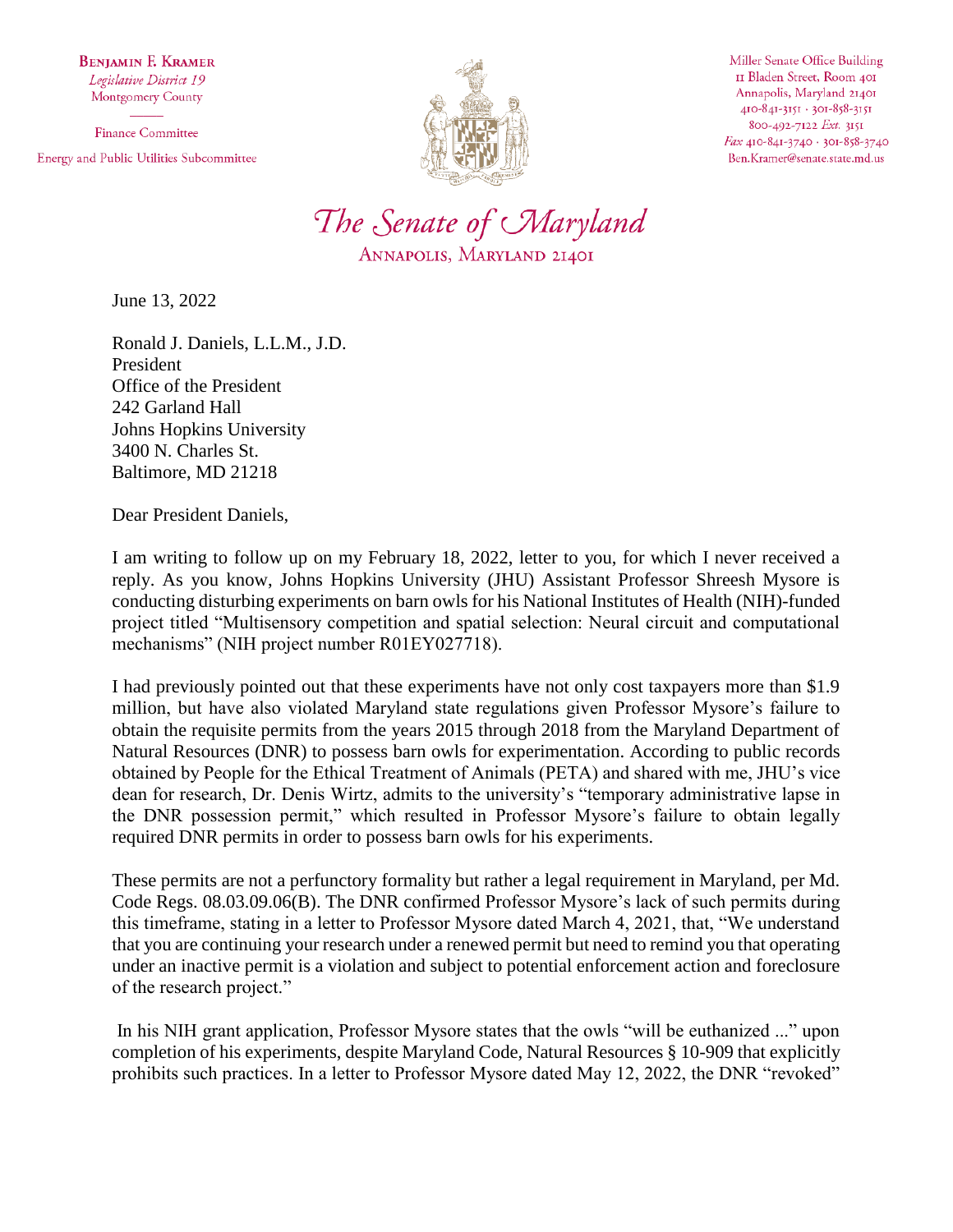**Benjamin F. Kramer**
*Legislative District 19*
Montgomery County

Finance Committee

Energy and Public Utilities Subcommittee

Miller Senate Office Building
11 Bladen Street, Room 401
Annapolis, Maryland 21401
410-841-3151 · 301-858-3151
800-492-7122 *Ext.* 3151
*Fax* 410-841-3740 · 301-858-3740
Ben.Kramer@senate.state.md.us

# *The Senate of Maryland*

ANNAPOLIS, MARYLAND 21401

June 13, 2022

Ronald J. Daniels, L.L.M., J.D.
President
Office of the President
242 Garland Hall
Johns Hopkins University
3400 N. Charles St.
Baltimore, MD 21218

Dear President Daniels,

I am writing to follow up on my February 18, 2022, letter to you, for which I never received a reply. As you know, Johns Hopkins University (JHU) Assistant Professor Shreesh Mysore is conducting disturbing experiments on barn owls for his National Institutes of Health (NIH)-funded project titled "Multisensory competition and spatial selection: Neural circuit and computational mechanisms" (NIH project number R01EY027718).

I had previously pointed out that these experiments have not only cost taxpayers more than $1.9 million, but have also violated Maryland state regulations given Professor Mysore's failure to obtain the requisite permits from the years 2015 through 2018 from the Maryland Department of Natural Resources (DNR) to possess barn owls for experimentation. According to public records obtained by People for the Ethical Treatment of Animals (PETA) and shared with me, JHU's vice dean for research, Dr. Denis Wirtz, admits to the university's "temporary administrative lapse in the DNR possession permit," which resulted in Professor Mysore's failure to obtain legally required DNR permits in order to possess barn owls for his experiments.

These permits are not a perfunctory formality but rather a legal requirement in Maryland, per Md. Code Regs. 08.03.09.06(B). The DNR confirmed Professor Mysore's lack of such permits during this timeframe, stating in a letter to Professor Mysore dated March 4, 2021, that, "We understand that you are continuing your research under a renewed permit but need to remind you that operating under an inactive permit is a violation and subject to potential enforcement action and foreclosure of the research project."

In his NIH grant application, Professor Mysore states that the owls "will be euthanized ..." upon completion of his experiments, despite Maryland Code, Natural Resources § 10-909 that explicitly prohibits such practices. In a letter to Professor Mysore dated May 12, 2022, the DNR "revoked"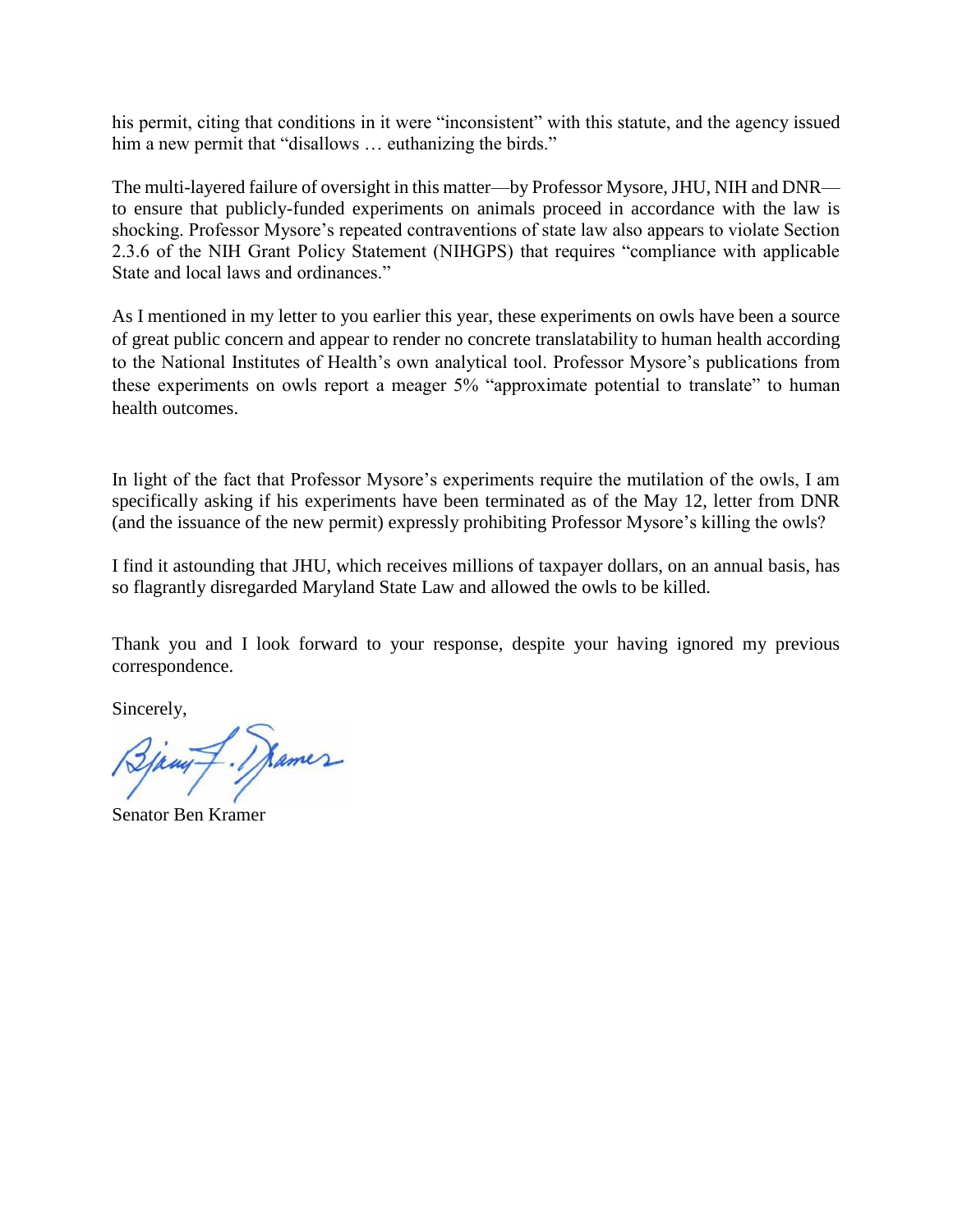his permit, citing that conditions in it were "inconsistent" with this statute, and the agency issued him a new permit that "disallows … euthanizing the birds."

The multi-layered failure of oversight in this matter—by Professor Mysore, JHU, NIH and DNR—to ensure that publicly-funded experiments on animals proceed in accordance with the law is shocking. Professor Mysore's repeated contraventions of state law also appears to violate Section 2.3.6 of the NIH Grant Policy Statement (NIHGPS) that requires "compliance with applicable State and local laws and ordinances."

As I mentioned in my letter to you earlier this year, these experiments on owls have been a source of great public concern and appear to render no concrete translatability to human health according to the National Institutes of Health's own analytical tool. Professor Mysore's publications from these experiments on owls report a meager 5% "approximate potential to translate" to human health outcomes.

In light of the fact that Professor Mysore's experiments require the mutilation of the owls, I am specifically asking if his experiments have been terminated as of the May 12, letter from DNR (and the issuance of the new permit) expressly prohibiting Professor Mysore's killing the owls?

I find it astounding that JHU, which receives millions of taxpayer dollars, on an annual basis, has so flagrantly disregarded Maryland State Law and allowed the owls to be killed.

Thank you and I look forward to your response, despite your having ignored my previous correspondence.

Sincerely,

Senator Ben Kramer